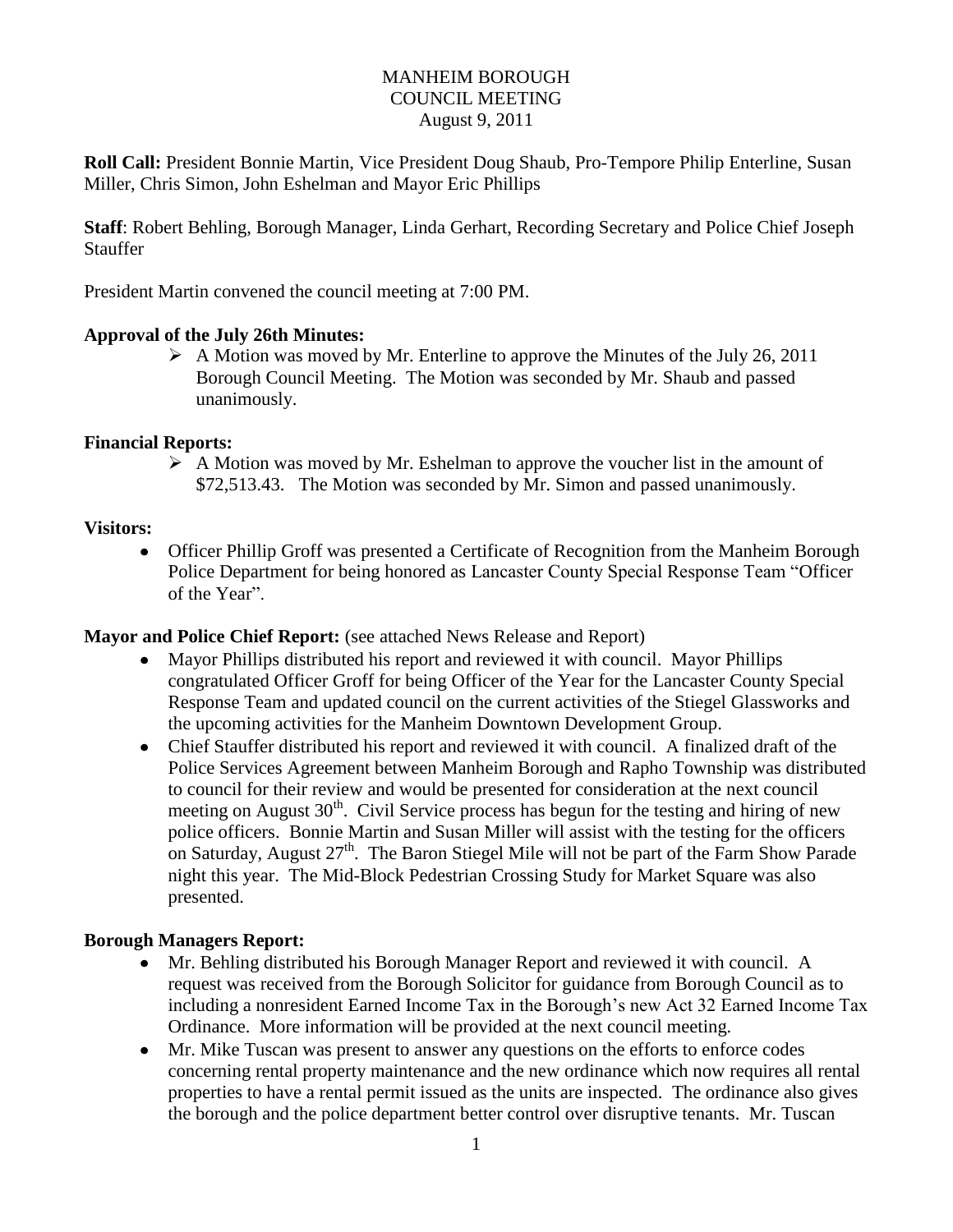# MANHEIM BOROUGH
## COUNCIL MEETING
August 9, 2011

**Roll Call:** President Bonnie Martin, Vice President Doug Shaub, Pro-Tempore Philip Enterline, Susan Miller, Chris Simon, John Eshelman and Mayor Eric Phillips

**Staff**: Robert Behling, Borough Manager, Linda Gerhart, Recording Secretary and Police Chief Joseph Stauffer

President Martin convened the council meeting at 7:00 PM.

**Approval of the July 26th Minutes:**

- A Motion was moved by Mr. Enterline to approve the Minutes of the July 26, 2011 Borough Council Meeting. The Motion was seconded by Mr. Shaub and passed unanimously.

**Financial Reports:**

- A Motion was moved by Mr. Eshelman to approve the voucher list in the amount of $72,513.43. The Motion was seconded by Mr. Simon and passed unanimously.

**Visitors:**

- Officer Phillip Groff was presented a Certificate of Recognition from the Manheim Borough Police Department for being honored as Lancaster County Special Response Team "Officer of the Year".

**Mayor and Police Chief Report:** (see attached News Release and Report)

- Mayor Phillips distributed his report and reviewed it with council. Mayor Phillips congratulated Officer Groff for being Officer of the Year for the Lancaster County Special Response Team and updated council on the current activities of the Stiegel Glassworks and the upcoming activities for the Manheim Downtown Development Group.
- Chief Stauffer distributed his report and reviewed it with council. A finalized draft of the Police Services Agreement between Manheim Borough and Rapho Township was distributed to council for their review and would be presented for consideration at the next council meeting on August 30th. Civil Service process has begun for the testing and hiring of new police officers. Bonnie Martin and Susan Miller will assist with the testing for the officers on Saturday, August 27th. The Baron Stiegel Mile will not be part of the Farm Show Parade night this year. The Mid-Block Pedestrian Crossing Study for Market Square was also presented.

**Borough Managers Report:**

- Mr. Behling distributed his Borough Manager Report and reviewed it with council. A request was received from the Borough Solicitor for guidance from Borough Council as to including a nonresident Earned Income Tax in the Borough's new Act 32 Earned Income Tax Ordinance. More information will be provided at the next council meeting.
- Mr. Mike Tuscan was present to answer any questions on the efforts to enforce codes concerning rental property maintenance and the new ordinance which now requires all rental properties to have a rental permit issued as the units are inspected. The ordinance also gives the borough and the police department better control over disruptive tenants. Mr. Tuscan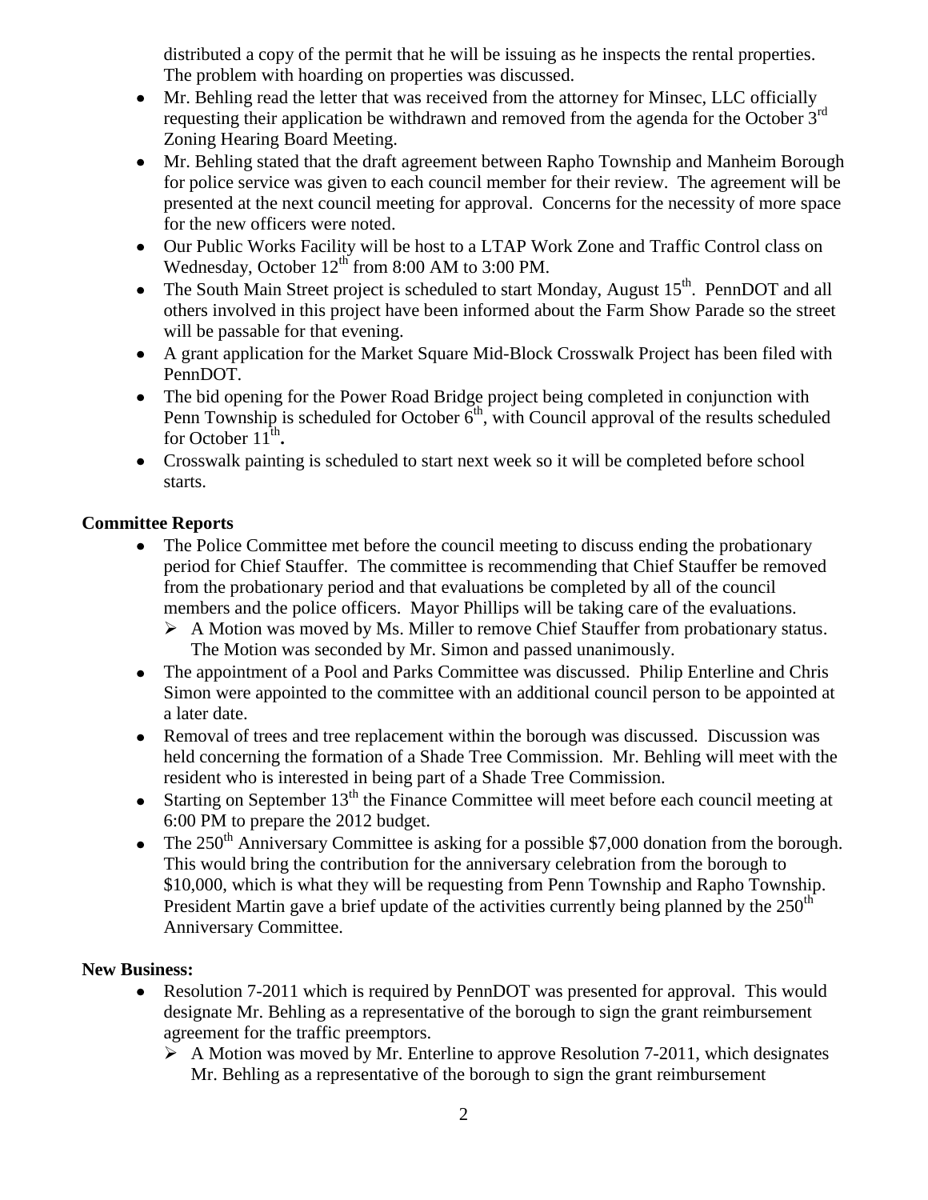distributed a copy of the permit that he will be issuing as he inspects the rental properties. The problem with hoarding on properties was discussed.

- Mr. Behling read the letter that was received from the attorney for Minsec, LLC officially requesting their application be withdrawn and removed from the agenda for the October 3rd Zoning Hearing Board Meeting.
- Mr. Behling stated that the draft agreement between Rapho Township and Manheim Borough for police service was given to each council member for their review. The agreement will be presented at the next council meeting for approval. Concerns for the necessity of more space for the new officers were noted.
- Our Public Works Facility will be host to a LTAP Work Zone and Traffic Control class on Wednesday, October 12th from 8:00 AM to 3:00 PM.
- The South Main Street project is scheduled to start Monday, August 15th. PennDOT and all others involved in this project have been informed about the Farm Show Parade so the street will be passable for that evening.
- A grant application for the Market Square Mid-Block Crosswalk Project has been filed with PennDOT.
- The bid opening for the Power Road Bridge project being completed in conjunction with Penn Township is scheduled for October 6th, with Council approval of the results scheduled for October 11th**.**
- Crosswalk painting is scheduled to start next week so it will be completed before school starts.

**Committee Reports**

- The Police Committee met before the council meeting to discuss ending the probationary period for Chief Stauffer. The committee is recommending that Chief Stauffer be removed from the probationary period and that evaluations be completed by all of the council members and the police officers. Mayor Phillips will be taking care of the evaluations.
  - ➢ A Motion was moved by Ms. Miller to remove Chief Stauffer from probationary status. The Motion was seconded by Mr. Simon and passed unanimously.
- The appointment of a Pool and Parks Committee was discussed. Philip Enterline and Chris Simon were appointed to the committee with an additional council person to be appointed at a later date.
- Removal of trees and tree replacement within the borough was discussed. Discussion was held concerning the formation of a Shade Tree Commission. Mr. Behling will meet with the resident who is interested in being part of a Shade Tree Commission.
- Starting on September 13th the Finance Committee will meet before each council meeting at 6:00 PM to prepare the 2012 budget.
- The 250th Anniversary Committee is asking for a possible $7,000 donation from the borough. This would bring the contribution for the anniversary celebration from the borough to $10,000, which is what they will be requesting from Penn Township and Rapho Township. President Martin gave a brief update of the activities currently being planned by the 250th Anniversary Committee.

**New Business:**

- Resolution 7-2011 which is required by PennDOT was presented for approval. This would designate Mr. Behling as a representative of the borough to sign the grant reimbursement agreement for the traffic preemptors.
  - ➢ A Motion was moved by Mr. Enterline to approve Resolution 7-2011, which designates Mr. Behling as a representative of the borough to sign the grant reimbursement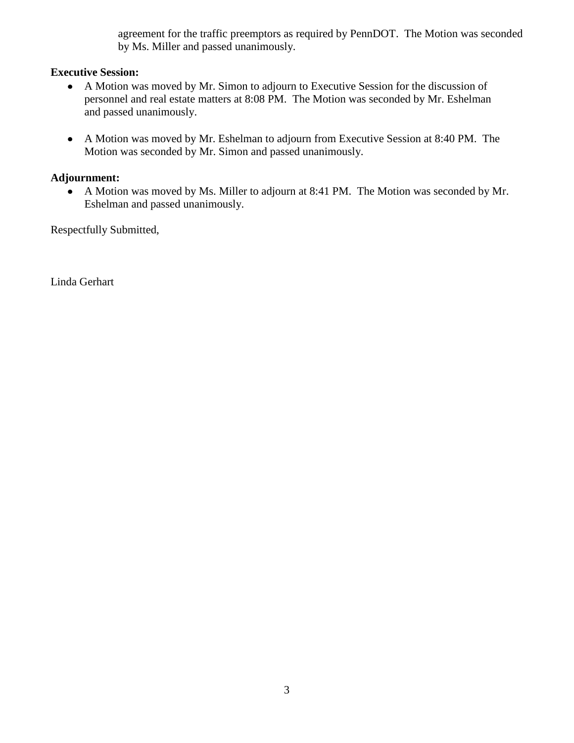agreement for the traffic preemptors as required by PennDOT. The Motion was seconded by Ms. Miller and passed unanimously.

**Executive Session:**

- A Motion was moved by Mr. Simon to adjourn to Executive Session for the discussion of personnel and real estate matters at 8:08 PM. The Motion was seconded by Mr. Eshelman and passed unanimously.

- A Motion was moved by Mr. Eshelman to adjourn from Executive Session at 8:40 PM. The Motion was seconded by Mr. Simon and passed unanimously.

**Adjournment:**

- A Motion was moved by Ms. Miller to adjourn at 8:41 PM. The Motion was seconded by Mr. Eshelman and passed unanimously.

Respectfully Submitted,

Linda Gerhart